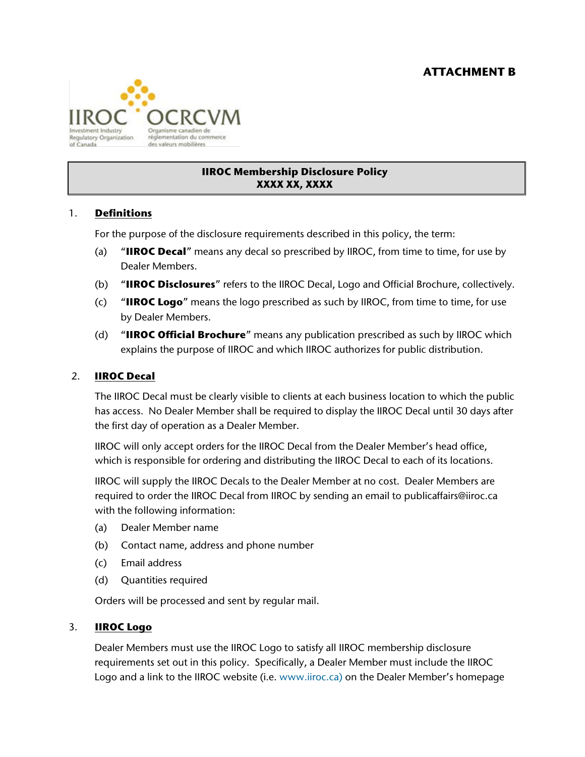**ATTACHMENT B**

IIROC OCRCVM
Investment Industry Regulatory Organization of Canada
Organisme canadien de réglementation du commerce des valeurs mobilières

**IIROC Membership Disclosure Policy**
**XXXX XX, XXXX**

## 1. Definitions

For the purpose of the disclosure requirements described in this policy, the term:

(a) "**IIROC Decal**" means any decal so prescribed by IIROC, from time to time, for use by Dealer Members.

(b) "**IIROC Disclosures**" refers to the IIROC Decal, Logo and Official Brochure, collectively.

(c) "**IIROC Logo**" means the logo prescribed as such by IIROC, from time to time, for use by Dealer Members.

(d) "**IIROC Official Brochure**" means any publication prescribed as such by IIROC which explains the purpose of IIROC and which IIROC authorizes for public distribution.

## 2. IIROC Decal

The IIROC Decal must be clearly visible to clients at each business location to which the public has access. No Dealer Member shall be required to display the IIROC Decal until 30 days after the first day of operation as a Dealer Member.

IIROC will only accept orders for the IIROC Decal from the Dealer Member's head office, which is responsible for ordering and distributing the IIROC Decal to each of its locations.

IIROC will supply the IIROC Decals to the Dealer Member at no cost. Dealer Members are required to order the IIROC Decal from IIROC by sending an email to publicaffairs@iiroc.ca with the following information:

(a) Dealer Member name

(b) Contact name, address and phone number

(c) Email address

(d) Quantities required

Orders will be processed and sent by regular mail.

## 3. IIROC Logo

Dealer Members must use the IIROC Logo to satisfy all IIROC membership disclosure requirements set out in this policy. Specifically, a Dealer Member must include the IIROC Logo and a link to the IIROC website (i.e. www.iiroc.ca) on the Dealer Member's homepage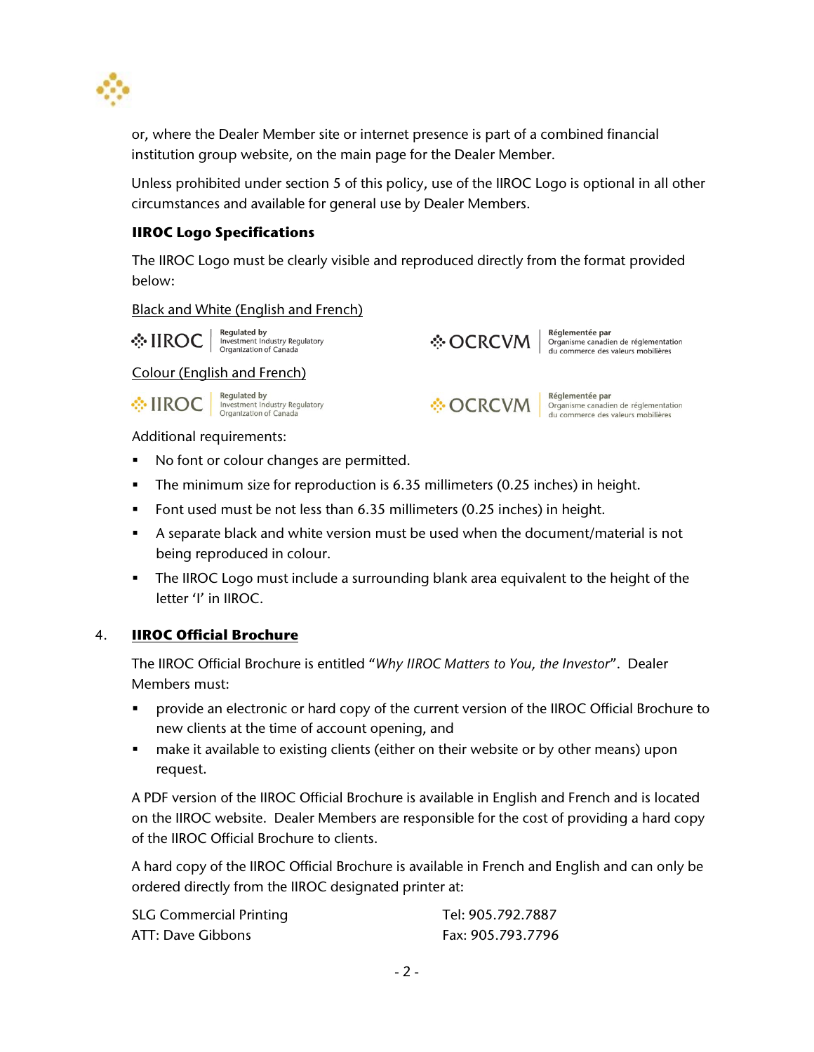or, where the Dealer Member site or internet presence is part of a combined financial institution group website, on the main page for the Dealer Member.

Unless prohibited under section 5 of this policy, use of the IIROC Logo is optional in all other circumstances and available for general use by Dealer Members.

**IIROC Logo Specifications**

The IIROC Logo must be clearly visible and reproduced directly from the format provided below:

Black and White (English and French)

IIROC | Regulated by Investment Industry Regulatory Organization of Canada

OCRCVM | Réglementée par Organisme canadien de réglementation du commerce des valeurs mobilières

Colour (English and French)

IIROC | Regulated by Investment Industry Regulatory Organization of Canada

OCRCVM | Réglementée par Organisme canadien de réglementation du commerce des valeurs mobilières

Additional requirements:

- No font or colour changes are permitted.
- The minimum size for reproduction is 6.35 millimeters (0.25 inches) in height.
- Font used must be not less than 6.35 millimeters (0.25 inches) in height.
- A separate black and white version must be used when the document/material is not being reproduced in colour.
- The IIROC Logo must include a surrounding blank area equivalent to the height of the letter 'I' in IIROC.

## 4. IIROC Official Brochure

The IIROC Official Brochure is entitled "*Why IIROC Matters to You, the Investor*". Dealer Members must:

- provide an electronic or hard copy of the current version of the IIROC Official Brochure to new clients at the time of account opening, and
- make it available to existing clients (either on their website or by other means) upon request.

A PDF version of the IIROC Official Brochure is available in English and French and is located on the IIROC website. Dealer Members are responsible for the cost of providing a hard copy of the IIROC Official Brochure to clients.

A hard copy of the IIROC Official Brochure is available in French and English and can only be ordered directly from the IIROC designated printer at:

SLG Commercial Printing
ATT: Dave Gibbons

Tel: 905.792.7887
Fax: 905.793.7796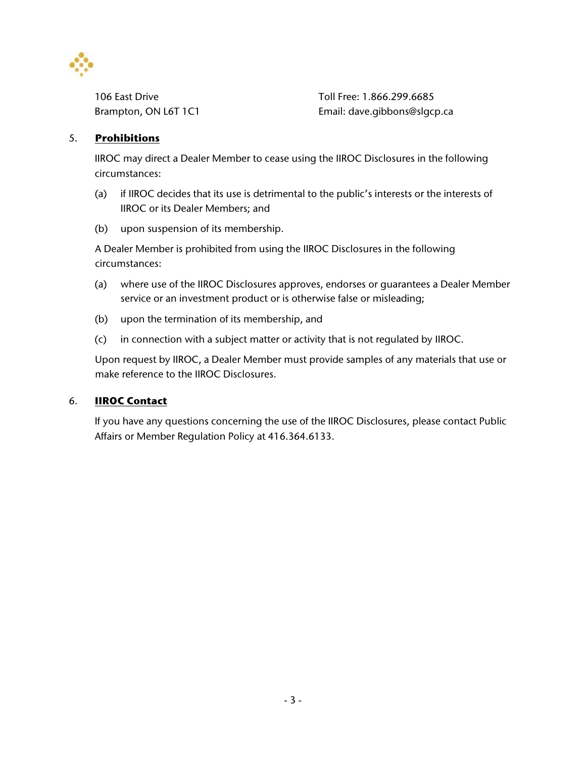106 East Drive
Brampton, ON L6T 1C1

Toll Free: 1.866.299.6685
Email: dave.gibbons@slgcp.ca

5. **Prohibitions**

IIROC may direct a Dealer Member to cease using the IIROC Disclosures in the following circumstances:

(a) if IIROC decides that its use is detrimental to the public's interests or the interests of IIROC or its Dealer Members; and

(b) upon suspension of its membership.

A Dealer Member is prohibited from using the IIROC Disclosures in the following circumstances:

(a) where use of the IIROC Disclosures approves, endorses or guarantees a Dealer Member service or an investment product or is otherwise false or misleading;

(b) upon the termination of its membership, and

(c) in connection with a subject matter or activity that is not regulated by IIROC.

Upon request by IIROC, a Dealer Member must provide samples of any materials that use or make reference to the IIROC Disclosures.

6. **IIROC Contact**

If you have any questions concerning the use of the IIROC Disclosures, please contact Public Affairs or Member Regulation Policy at 416.364.6133.